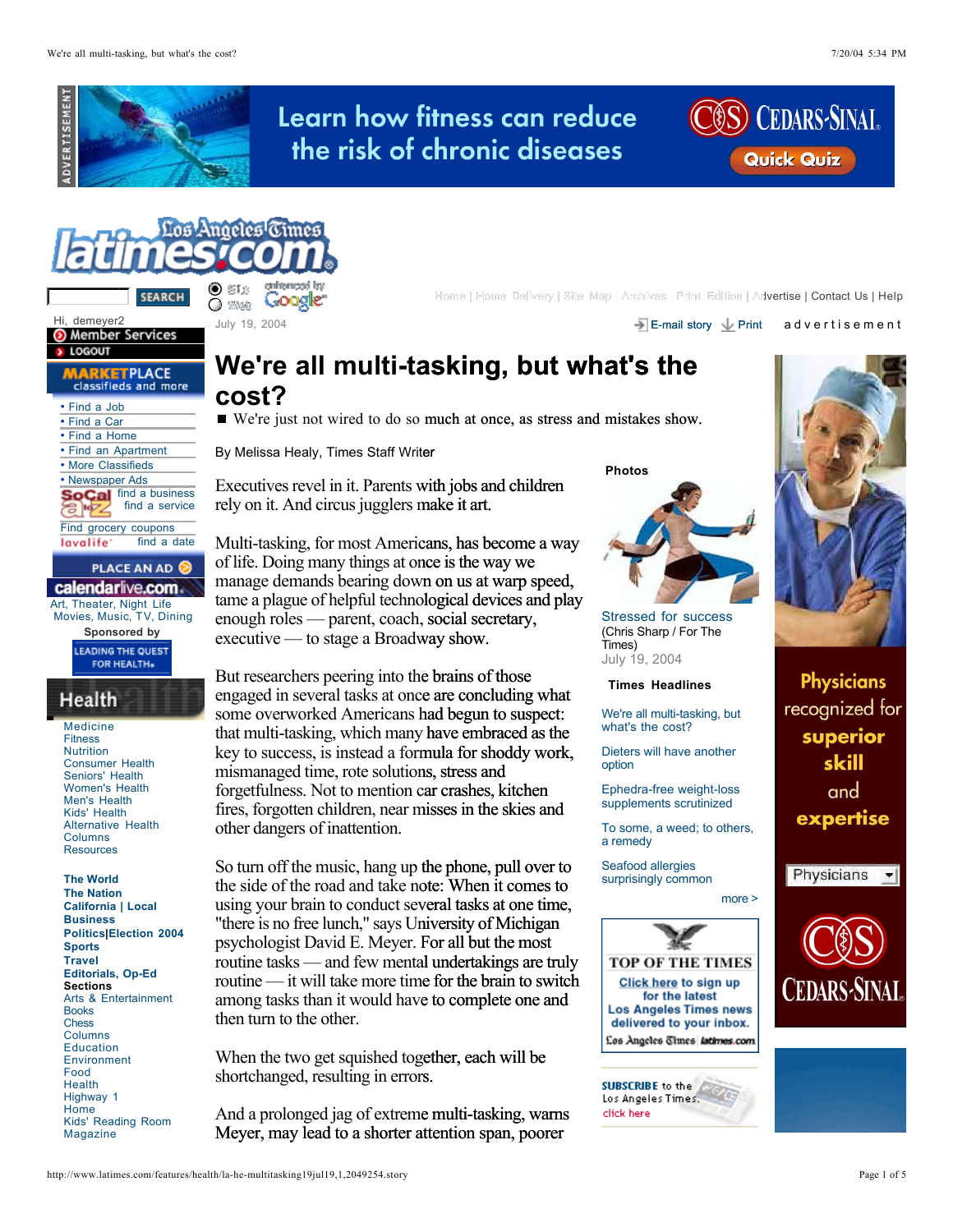# We're all multi-tasking, but what's the cost?

■ We're just not wired to do so much at once, as stress and mistakes show.

By Melissa Healy, Times Staff Writer

July 19, 2004

Executives revel in it. Parents with jobs and children rely on it. And circus jugglers make it art.

Multi-tasking, for most Americans, has become a way of life. Doing many things at once is the way we manage demands bearing down on us at warp speed, tame a plague of helpful technological devices and play enough roles — parent, coach, social secretary, executive — to stage a Broadway show.

But researchers peering into the brains of those engaged in several tasks at once are concluding what some overworked Americans had begun to suspect: that multi-tasking, which many have embraced as the key to success, is instead a formula for shoddy work, mismanaged time, rote solutions, stress and forgetfulness. Not to mention car crashes, kitchen fires, forgotten children, near misses in the skies and other dangers of inattention.

So turn off the music, hang up the phone, pull over to the side of the road and take note: When it comes to using your brain to conduct several tasks at one time, "there is no free lunch," says University of Michigan psychologist David E. Meyer. For all but the most routine tasks — and few mental undertakings are truly routine — it will take more time for the brain to switch among tasks than it would have to complete one and then turn to the other.

When the two get squished together, each will be shortchanged, resulting in errors.

And a prolonged jag of extreme multi-tasking, warns Meyer, may lead to a shorter attention span, poorer

**Photos**

Stressed for success
(Chris Sharp / For The Times)
July 19, 2004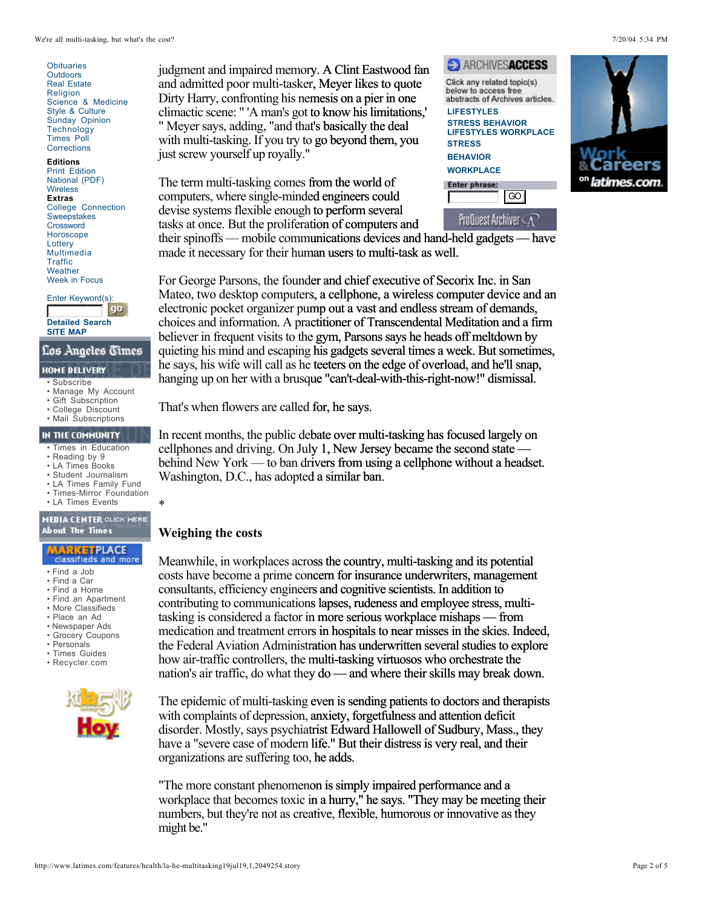judgment and impaired memory. A Clint Eastwood fan and admitted poor multi-tasker, Meyer likes to quote Dirty Harry, confronting his nemesis on a pier in one climactic scene: " 'A man's got to know his limitations,' " Meyer says, adding, "and that's basically the deal with multi-tasking. If you try to go beyond them, you just screw yourself up royally."

The term multi-tasking comes from the world of computers, where single-minded engineers could devise systems flexible enough to perform several tasks at once. But the proliferation of computers and their spinoffs — mobile communications devices and hand-held gadgets — have made it necessary for their human users to multi-task as well.

For George Parsons, the founder and chief executive of Secorix Inc. in San Mateo, two desktop computers, a cellphone, a wireless computer device and an electronic pocket organizer pump out a vast and endless stream of demands, choices and information. A practitioner of Transcendental Meditation and a firm believer in frequent visits to the gym, Parsons says he heads off meltdown by quieting his mind and escaping his gadgets several times a week. But sometimes, he says, his wife will call as he teeters on the edge of overload, and he'll snap, hanging up on her with a brusque "can't-deal-with-this-right-now!" dismissal.

That's when flowers are called for, he says.

In recent months, the public debate over multi-tasking has focused largely on cellphones and driving. On July 1, New Jersey became the second state — behind New York — to ban drivers from using a cellphone without a headset. Washington, D.C., has adopted a similar ban.

*

## Weighing the costs

Meanwhile, in workplaces across the country, multi-tasking and its potential costs have become a prime concern for insurance underwriters, management consultants, efficiency engineers and cognitive scientists. In addition to contributing to communications lapses, rudeness and employee stress, multi-tasking is considered a factor in more serious workplace mishaps — from medication and treatment errors in hospitals to near misses in the skies. Indeed, the Federal Aviation Administration has underwritten several studies to explore how air-traffic controllers, the multi-tasking virtuosos who orchestrate the nation's air traffic, do what they do — and where their skills may break down.

The epidemic of multi-tasking even is sending patients to doctors and therapists with complaints of depression, anxiety, forgetfulness and attention deficit disorder. Mostly, says psychiatrist Edward Hallowell of Sudbury, Mass., they have a "severe case of modern life." But their distress is very real, and their organizations are suffering too, he adds.

"The more constant phenomenon is simply impaired performance and a workplace that becomes toxic in a hurry," he says. "They may be meeting their numbers, but they're not as creative, flexible, humorous or innovative as they might be."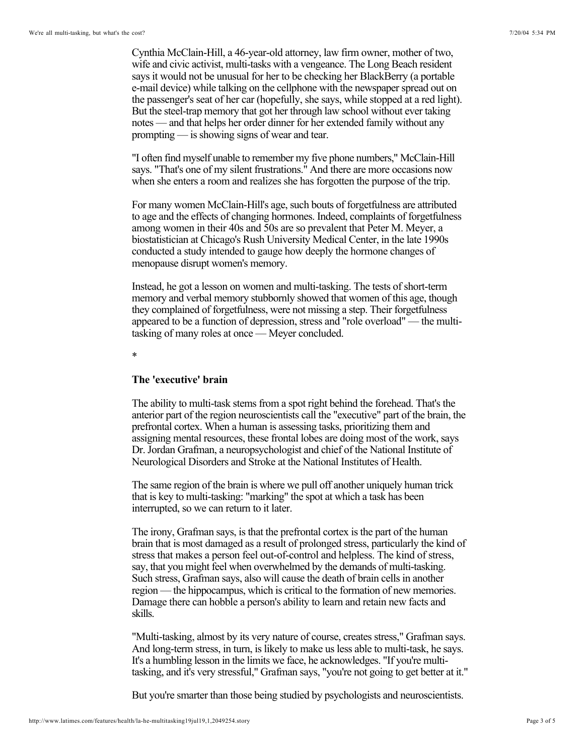Cynthia McClain-Hill, a 46-year-old attorney, law firm owner, mother of two, wife and civic activist, multi-tasks with a vengeance. The Long Beach resident says it would not be unusual for her to be checking her BlackBerry (a portable e-mail device) while talking on the cellphone with the newspaper spread out on the passenger's seat of her car (hopefully, she says, while stopped at a red light). But the steel-trap memory that got her through law school without ever taking notes — and that helps her order dinner for her extended family without any prompting — is showing signs of wear and tear.

"I often find myself unable to remember my five phone numbers," McClain-Hill says. "That's one of my silent frustrations." And there are more occasions now when she enters a room and realizes she has forgotten the purpose of the trip.

For many women McClain-Hill's age, such bouts of forgetfulness are attributed to age and the effects of changing hormones. Indeed, complaints of forgetfulness among women in their 40s and 50s are so prevalent that Peter M. Meyer, a biostatistician at Chicago's Rush University Medical Center, in the late 1990s conducted a study intended to gauge how deeply the hormone changes of menopause disrupt women's memory.

Instead, he got a lesson on women and multi-tasking. The tests of short-term memory and verbal memory stubbornly showed that women of this age, though they complained of forgetfulness, were not missing a step. Their forgetfulness appeared to be a function of depression, stress and "role overload" — the multi-tasking of many roles at once — Meyer concluded.

*

### The 'executive' brain

The ability to multi-task stems from a spot right behind the forehead. That's the anterior part of the region neuroscientists call the "executive" part of the brain, the prefrontal cortex. When a human is assessing tasks, prioritizing them and assigning mental resources, these frontal lobes are doing most of the work, says Dr. Jordan Grafman, a neuropsychologist and chief of the National Institute of Neurological Disorders and Stroke at the National Institutes of Health.

The same region of the brain is where we pull off another uniquely human trick that is key to multi-tasking: "marking" the spot at which a task has been interrupted, so we can return to it later.

The irony, Grafman says, is that the prefrontal cortex is the part of the human brain that is most damaged as a result of prolonged stress, particularly the kind of stress that makes a person feel out-of-control and helpless. The kind of stress, say, that you might feel when overwhelmed by the demands of multi-tasking. Such stress, Grafman says, also will cause the death of brain cells in another region — the hippocampus, which is critical to the formation of new memories. Damage there can hobble a person's ability to learn and retain new facts and skills.

"Multi-tasking, almost by its very nature of course, creates stress," Grafman says. And long-term stress, in turn, is likely to make us less able to multi-task, he says. It's a humbling lesson in the limits we face, he acknowledges. "If you're multi-tasking, and it's very stressful," Grafman says, "you're not going to get better at it."

But you're smarter than those being studied by psychologists and neuroscientists.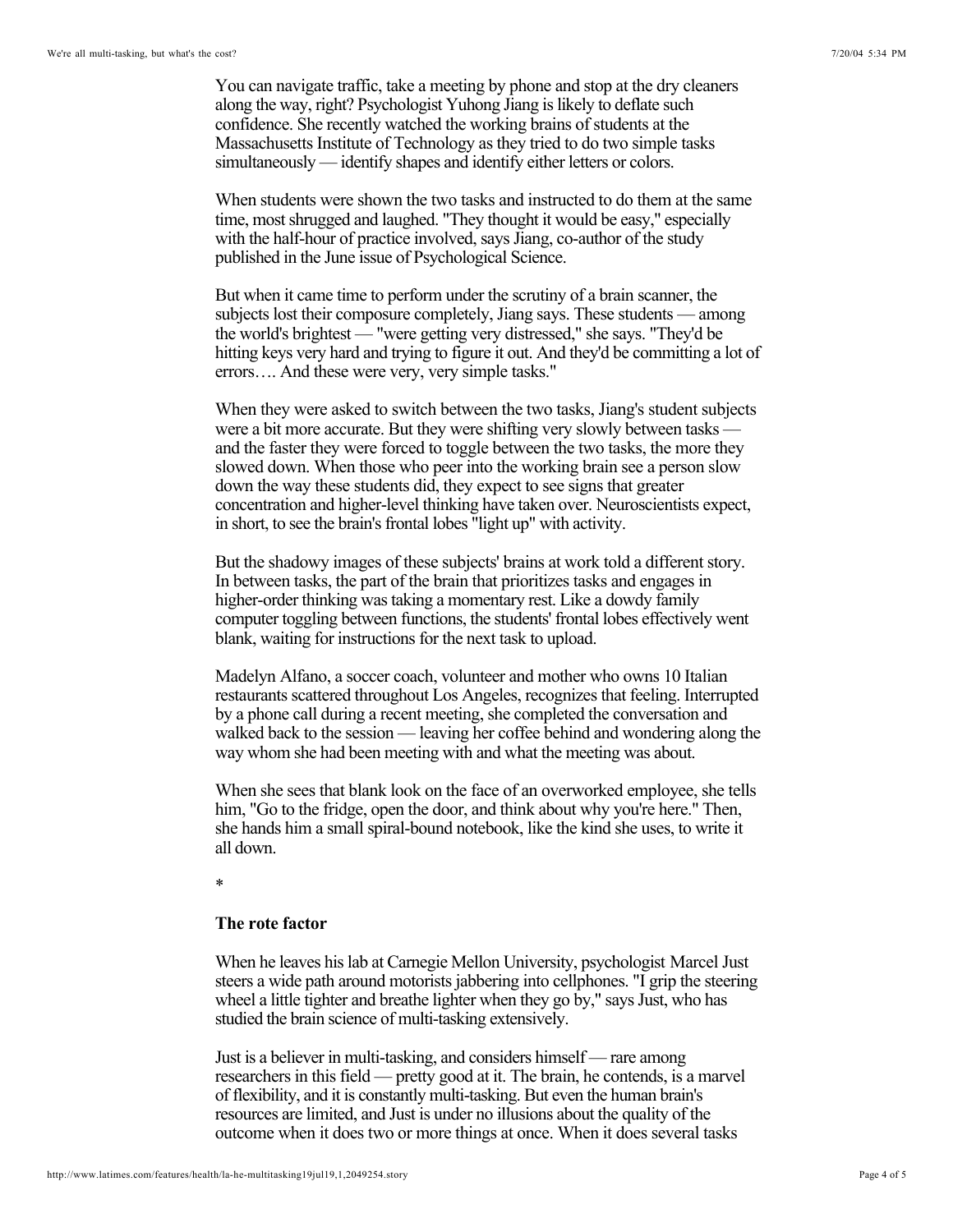You can navigate traffic, take a meeting by phone and stop at the dry cleaners along the way, right? Psychologist Yuhong Jiang is likely to deflate such confidence. She recently watched the working brains of students at the Massachusetts Institute of Technology as they tried to do two simple tasks simultaneously — identify shapes and identify either letters or colors.

When students were shown the two tasks and instructed to do them at the same time, most shrugged and laughed. "They thought it would be easy," especially with the half-hour of practice involved, says Jiang, co-author of the study published in the June issue of Psychological Science.

But when it came time to perform under the scrutiny of a brain scanner, the subjects lost their composure completely, Jiang says. These students — among the world's brightest — "were getting very distressed," she says. "They'd be hitting keys very hard and trying to figure it out. And they'd be committing a lot of errors…. And these were very, very simple tasks."

When they were asked to switch between the two tasks, Jiang's student subjects were a bit more accurate. But they were shifting very slowly between tasks — and the faster they were forced to toggle between the two tasks, the more they slowed down. When those who peer into the working brain see a person slow down the way these students did, they expect to see signs that greater concentration and higher-level thinking have taken over. Neuroscientists expect, in short, to see the brain's frontal lobes "light up" with activity.

But the shadowy images of these subjects' brains at work told a different story. In between tasks, the part of the brain that prioritizes tasks and engages in higher-order thinking was taking a momentary rest. Like a dowdy family computer toggling between functions, the students' frontal lobes effectively went blank, waiting for instructions for the next task to upload.

Madelyn Alfano, a soccer coach, volunteer and mother who owns 10 Italian restaurants scattered throughout Los Angeles, recognizes that feeling. Interrupted by a phone call during a recent meeting, she completed the conversation and walked back to the session — leaving her coffee behind and wondering along the way whom she had been meeting with and what the meeting was about.

When she sees that blank look on the face of an overworked employee, she tells him, "Go to the fridge, open the door, and think about why you're here." Then, she hands him a small spiral-bound notebook, like the kind she uses, to write it all down.

*

### The rote factor

When he leaves his lab at Carnegie Mellon University, psychologist Marcel Just steers a wide path around motorists jabbering into cellphones. "I grip the steering wheel a little tighter and breathe lighter when they go by," says Just, who has studied the brain science of multi-tasking extensively.

Just is a believer in multi-tasking, and considers himself — rare among researchers in this field — pretty good at it. The brain, he contends, is a marvel of flexibility, and it is constantly multi-tasking. But even the human brain's resources are limited, and Just is under no illusions about the quality of the outcome when it does two or more things at once. When it does several tasks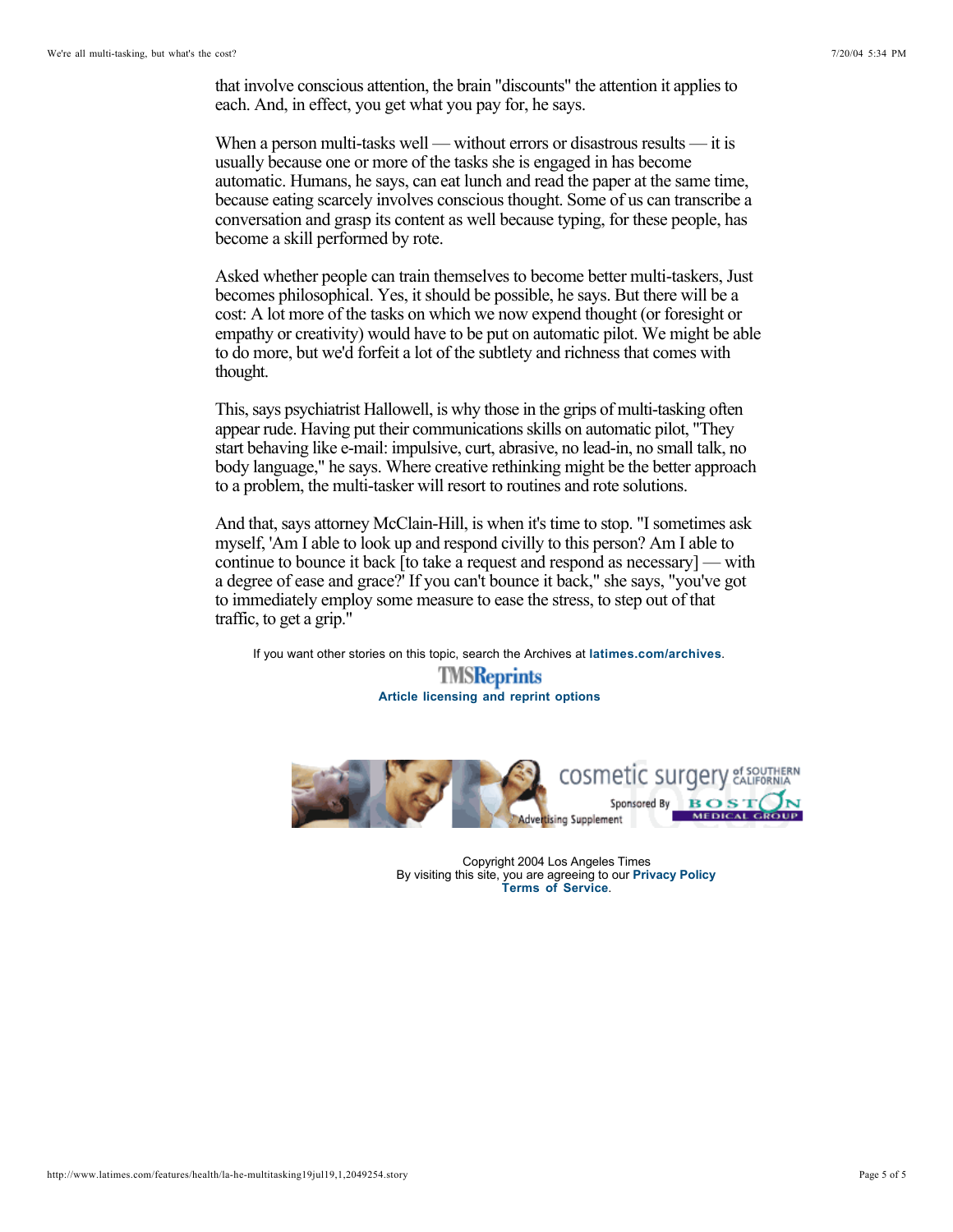that involve conscious attention, the brain "discounts" the attention it applies to each. And, in effect, you get what you pay for, he says.

When a person multi-tasks well — without errors or disastrous results — it is usually because one or more of the tasks she is engaged in has become automatic. Humans, he says, can eat lunch and read the paper at the same time, because eating scarcely involves conscious thought. Some of us can transcribe a conversation and grasp its content as well because typing, for these people, has become a skill performed by rote.

Asked whether people can train themselves to become better multi-taskers, Just becomes philosophical. Yes, it should be possible, he says. But there will be a cost: A lot more of the tasks on which we now expend thought (or foresight or empathy or creativity) would have to be put on automatic pilot. We might be able to do more, but we'd forfeit a lot of the subtlety and richness that comes with thought.

This, says psychiatrist Hallowell, is why those in the grips of multi-tasking often appear rude. Having put their communications skills on automatic pilot, "They start behaving like e-mail: impulsive, curt, abrasive, no lead-in, no small talk, no body language," he says. Where creative rethinking might be the better approach to a problem, the multi-tasker will resort to routines and rote solutions.

And that, says attorney McClain-Hill, is when it's time to stop. "I sometimes ask myself, 'Am I able to look up and respond civilly to this person? Am I able to continue to bounce it back [to take a request and respond as necessary] — with a degree of ease and grace?' If you can't bounce it back," she says, "you've got to immediately employ some measure to ease the stress, to step out of that traffic, to get a grip."

If you want other stories on this topic, search the Archives at **latimes.com/archives**.

**TMSReprints**
**Article licensing and reprint options**

cosmetic surgery of SOUTHERN CALIFORNIA
Sponsored By BOSTON MEDICAL GROUP
Advertising Supplement

Copyright 2004 Los Angeles Times
By visiting this site, you are agreeing to our **Privacy Policy**
**Terms of Service**.